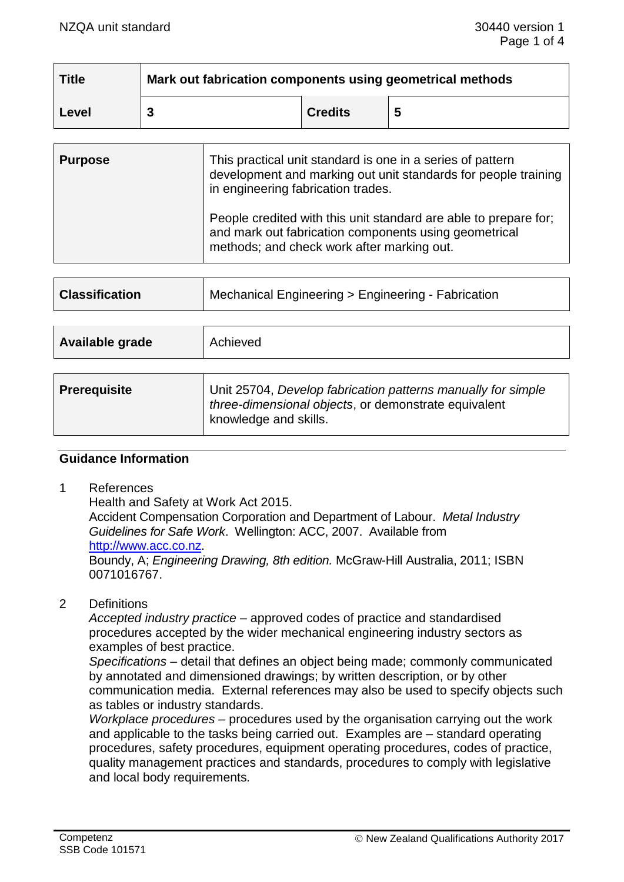| Title | Mark out fabrication components using geometrical methods | | |
|---|---|---|---|
| Level | 3 | Credits | 5 |

| Purpose | This practical unit standard is one in a series of pattern development and marking out unit standards for people training in engineering fabrication trades.<br><br>People credited with this unit standard are able to prepare for; and mark out fabrication components using geometrical methods; and check work after marking out. |
|---|---|

| Classification | Mechanical Engineering > Engineering - Fabrication |
|---|---|

| Available grade | Achieved |
|---|---|

| Prerequisite | Unit 25704, *Develop fabrication patterns manually for simple three-dimensional objects*, or demonstrate equivalent knowledge and skills. |
|---|---|

## Guidance Information

1. References

   Health and Safety at Work Act 2015.

   Accident Compensation Corporation and Department of Labour. *Metal Industry Guidelines for Safe Work*. Wellington: ACC, 2007. Available from http://www.acc.co.nz.

   Boundy, A; *Engineering Drawing, 8th edition.* McGraw-Hill Australia, 2011; ISBN 0071016767.

2. Definitions

   *Accepted industry practice* – approved codes of practice and standardised procedures accepted by the wider mechanical engineering industry sectors as examples of best practice.

   *Specifications* – detail that defines an object being made; commonly communicated by annotated and dimensioned drawings; by written description, or by other communication media. External references may also be used to specify objects such as tables or industry standards.

   *Workplace procedures* – procedures used by the organisation carrying out the work and applicable to the tasks being carried out. Examples are – standard operating procedures, safety procedures, equipment operating procedures, codes of practice, quality management practices and standards, procedures to comply with legislative and local body requirements.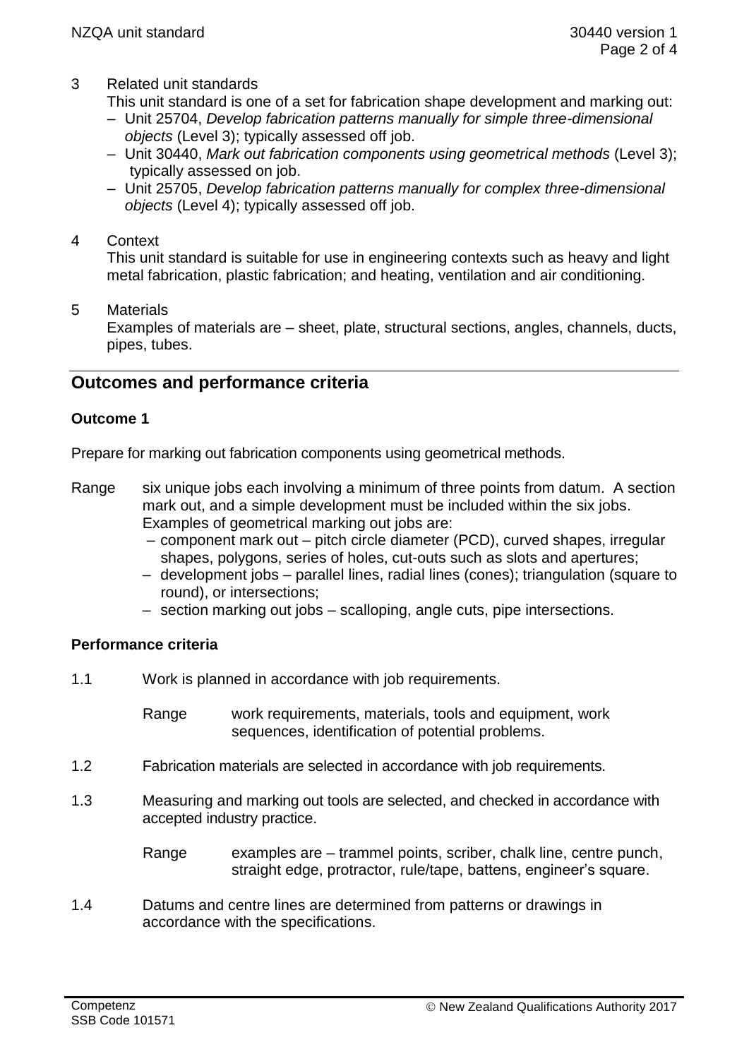3 Related unit standards

This unit standard is one of a set for fabrication shape development and marking out:

- Unit 25704, *Develop fabrication patterns manually for simple three-dimensional objects* (Level 3); typically assessed off job.
- Unit 30440, *Mark out fabrication components using geometrical methods* (Level 3); typically assessed on job.
- Unit 25705, *Develop fabrication patterns manually for complex three-dimensional objects* (Level 4); typically assessed off job.

4 Context

This unit standard is suitable for use in engineering contexts such as heavy and light metal fabrication, plastic fabrication; and heating, ventilation and air conditioning.

5 Materials

Examples of materials are – sheet, plate, structural sections, angles, channels, ducts, pipes, tubes.

## Outcomes and performance criteria

### Outcome 1

Prepare for marking out fabrication components using geometrical methods.

Range six unique jobs each involving a minimum of three points from datum. A section mark out, and a simple development must be included within the six jobs. Examples of geometrical marking out jobs are:

- component mark out – pitch circle diameter (PCD), curved shapes, irregular shapes, polygons, series of holes, cut-outs such as slots and apertures;
- development jobs – parallel lines, radial lines (cones); triangulation (square to round), or intersections;
- section marking out jobs – scalloping, angle cuts, pipe intersections.

### Performance criteria

1.1 Work is planned in accordance with job requirements.

Range work requirements, materials, tools and equipment, work sequences, identification of potential problems.

1.2 Fabrication materials are selected in accordance with job requirements.

1.3 Measuring and marking out tools are selected, and checked in accordance with accepted industry practice.

Range examples are – trammel points, scriber, chalk line, centre punch, straight edge, protractor, rule/tape, battens, engineer's square.

1.4 Datums and centre lines are determined from patterns or drawings in accordance with the specifications.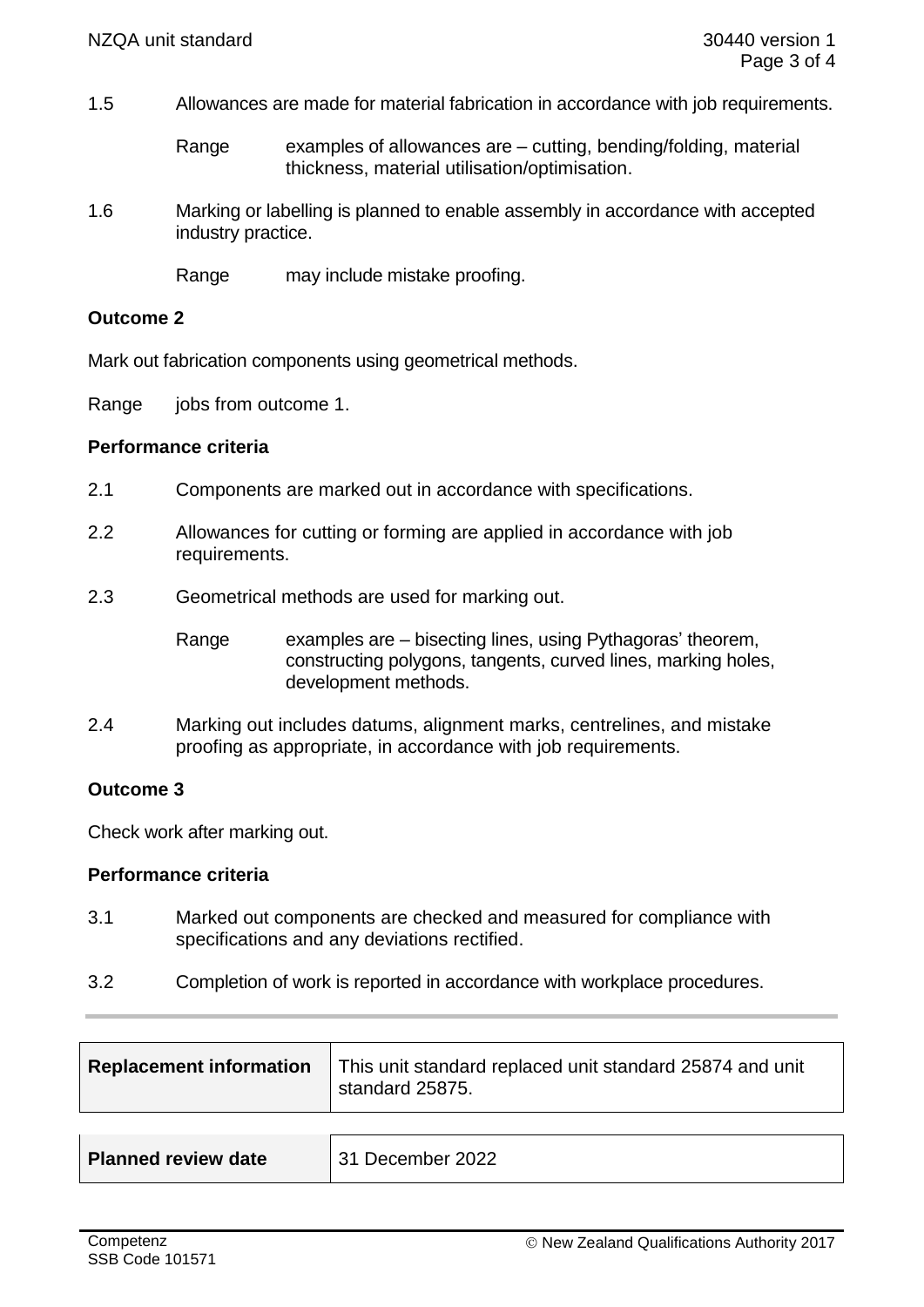1.5 Allowances are made for material fabrication in accordance with job requirements.

Range examples of allowances are – cutting, bending/folding, material thickness, material utilisation/optimisation.

1.6 Marking or labelling is planned to enable assembly in accordance with accepted industry practice.

Range may include mistake proofing.

**Outcome 2**

Mark out fabrication components using geometrical methods.

Range jobs from outcome 1.

**Performance criteria**

2.1 Components are marked out in accordance with specifications.

2.2 Allowances for cutting or forming are applied in accordance with job requirements.

2.3 Geometrical methods are used for marking out.

Range examples are – bisecting lines, using Pythagoras' theorem, constructing polygons, tangents, curved lines, marking holes, development methods.

2.4 Marking out includes datums, alignment marks, centrelines, and mistake proofing as appropriate, in accordance with job requirements.

**Outcome 3**

Check work after marking out.

**Performance criteria**

3.1 Marked out components are checked and measured for compliance with specifications and any deviations rectified.

3.2 Completion of work is reported in accordance with workplace procedures.

| **Replacement information** | This unit standard replaced unit standard 25874 and unit standard 25875. |
| --- | --- |

| **Planned review date** | 31 December 2022 |
| --- | --- |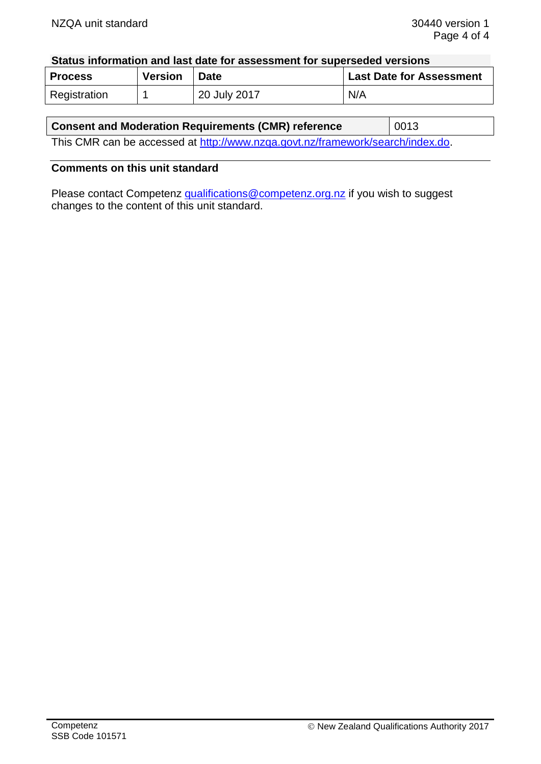**Status information and last date for assessment for superseded versions**

| Process | Version | Date | Last Date for Assessment |
|---|---|---|---|
| Registration | 1 | 20 July 2017 | N/A |

| Consent and Moderation Requirements (CMR) reference | 0013 |
|---|---|

This CMR can be accessed at http://www.nzqa.govt.nz/framework/search/index.do.

**Comments on this unit standard**

Please contact Competenz qualifications@competenz.org.nz if you wish to suggest changes to the content of this unit standard.